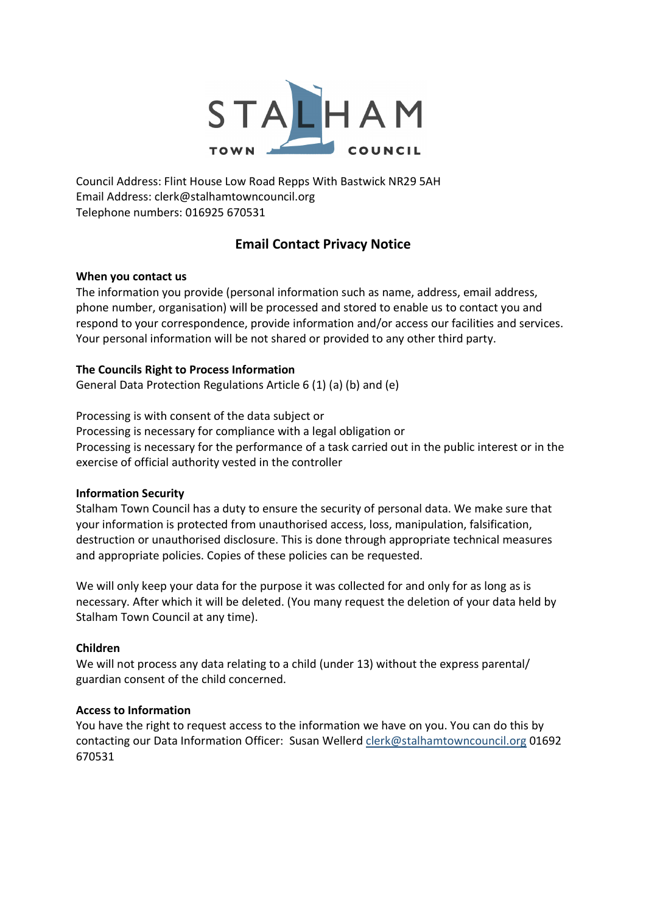STALHAM TOWN COUNCIL

Council Address: Flint House Low Road Repps With Bastwick NR29 5AH
Email Address: clerk@stalhamtowncouncil.org
Telephone numbers: 016925 670531

## Email Contact Privacy Notice

**When you contact us**

The information you provide (personal information such as name, address, email address, phone number, organisation) will be processed and stored to enable us to contact you and respond to your correspondence, provide information and/or access our facilities and services. Your personal information will be not shared or provided to any other third party.

**The Councils Right to Process Information**

General Data Protection Regulations Article 6 (1) (a) (b) and (e)

Processing is with consent of the data subject or
Processing is necessary for compliance with a legal obligation or
Processing is necessary for the performance of a task carried out in the public interest or in the exercise of official authority vested in the controller

**Information Security**

Stalham Town Council has a duty to ensure the security of personal data. We make sure that your information is protected from unauthorised access, loss, manipulation, falsification, destruction or unauthorised disclosure. This is done through appropriate technical measures and appropriate policies. Copies of these policies can be requested.

We will only keep your data for the purpose it was collected for and only for as long as is necessary. After which it will be deleted. (You many request the deletion of your data held by Stalham Town Council at any time).

**Children**

We will not process any data relating to a child (under 13) without the express parental/ guardian consent of the child concerned.

**Access to Information**

You have the right to request access to the information we have on you. You can do this by contacting our Data Information Officer: Susan Wellerd clerk@stalhamtowncouncil.org 01692 670531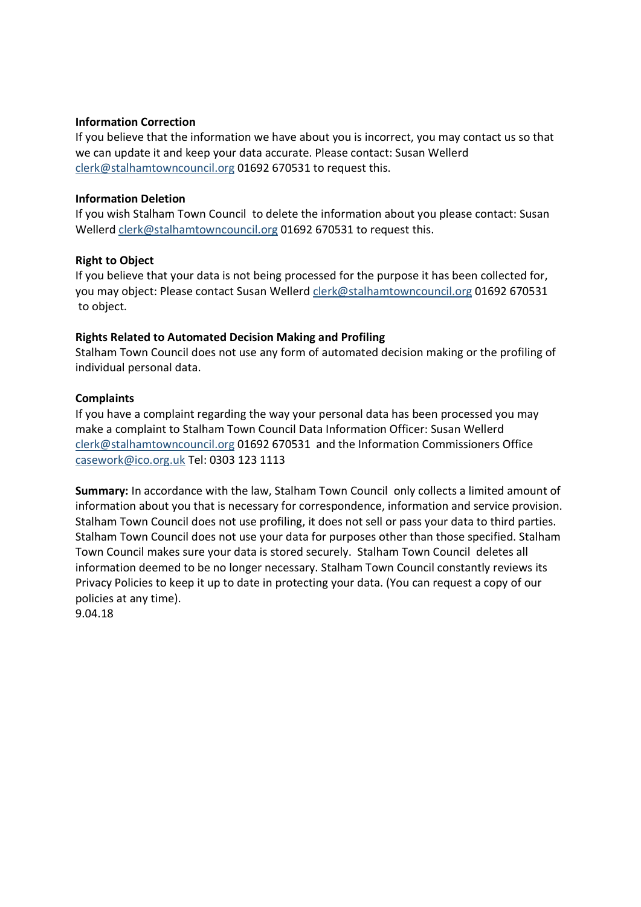**Information Correction**

If you believe that the information we have about you is incorrect, you may contact us so that we can update it and keep your data accurate. Please contact: Susan Wellerd clerk@stalhamtowncouncil.org 01692 670531 to request this.

**Information Deletion**

If you wish Stalham Town Council to delete the information about you please contact: Susan Wellerd clerk@stalhamtowncouncil.org 01692 670531 to request this.

**Right to Object**

If you believe that your data is not being processed for the purpose it has been collected for, you may object: Please contact Susan Wellerd clerk@stalhamtowncouncil.org 01692 670531 to object.

**Rights Related to Automated Decision Making and Profiling**

Stalham Town Council does not use any form of automated decision making or the profiling of individual personal data.

**Complaints**

If you have a complaint regarding the way your personal data has been processed you may make a complaint to Stalham Town Council Data Information Officer: Susan Wellerd clerk@stalhamtowncouncil.org 01692 670531 and the Information Commissioners Office casework@ico.org.uk Tel: 0303 123 1113

**Summary:** In accordance with the law, Stalham Town Council only collects a limited amount of information about you that is necessary for correspondence, information and service provision. Stalham Town Council does not use profiling, it does not sell or pass your data to third parties. Stalham Town Council does not use your data for purposes other than those specified. Stalham Town Council makes sure your data is stored securely. Stalham Town Council deletes all information deemed to be no longer necessary. Stalham Town Council constantly reviews its Privacy Policies to keep it up to date in protecting your data. (You can request a copy of our policies at any time).

9.04.18